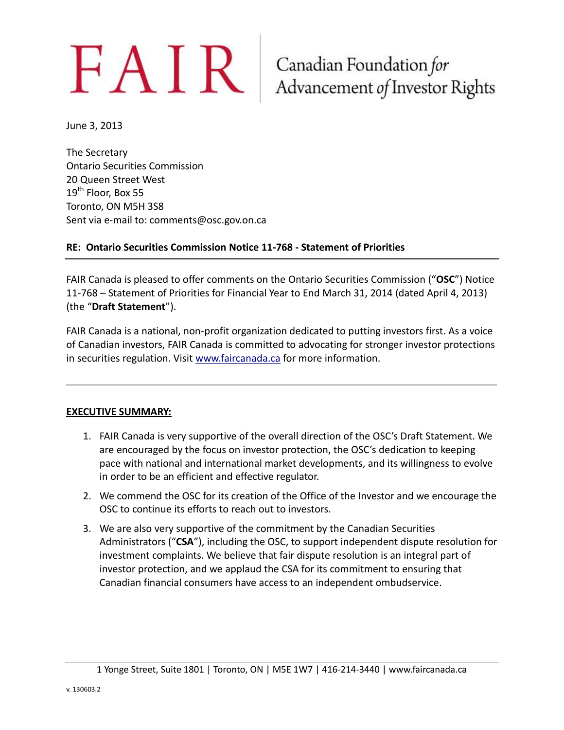# FAIR | Canadian Foundation *for* Advancement *of* Investor Rights

June 3, 2013

The Secretary
Ontario Securities Commission
20 Queen Street West
19th Floor, Box 55
Toronto, ON M5H 3S8
Sent via e-mail to: comments@osc.gov.on.ca

**RE: Ontario Securities Commission Notice 11-768 - Statement of Priorities**

FAIR Canada is pleased to offer comments on the Ontario Securities Commission ("**OSC**") Notice 11-768 – Statement of Priorities for Financial Year to End March 31, 2014 (dated April 4, 2013) (the "**Draft Statement**").

FAIR Canada is a national, non-profit organization dedicated to putting investors first. As a voice of Canadian investors, FAIR Canada is committed to advocating for stronger investor protections in securities regulation. Visit www.faircanada.ca for more information.

---

**EXECUTIVE SUMMARY:**

1. FAIR Canada is very supportive of the overall direction of the OSC's Draft Statement. We are encouraged by the focus on investor protection, the OSC's dedication to keeping pace with national and international market developments, and its willingness to evolve in order to be an efficient and effective regulator.
2. We commend the OSC for its creation of the Office of the Investor and we encourage the OSC to continue its efforts to reach out to investors.
3. We are also very supportive of the commitment by the Canadian Securities Administrators ("**CSA**"), including the OSC, to support independent dispute resolution for investment complaints. We believe that fair dispute resolution is an integral part of investor protection, and we applaud the CSA for its commitment to ensuring that Canadian financial consumers have access to an independent ombudservice.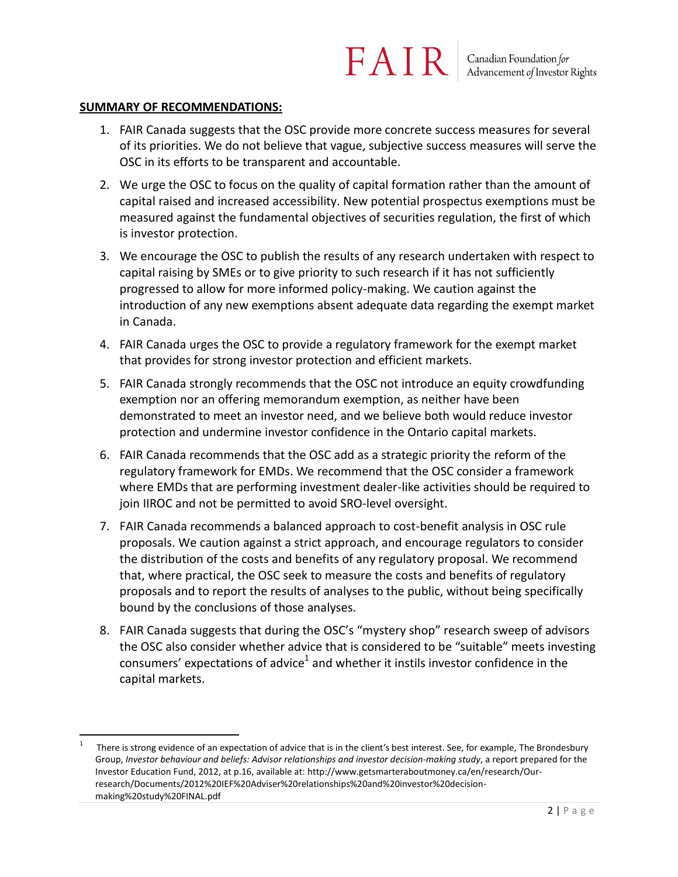**SUMMARY OF RECOMMENDATIONS:**

1. FAIR Canada suggests that the OSC provide more concrete success measures for several of its priorities. We do not believe that vague, subjective success measures will serve the OSC in its efforts to be transparent and accountable.
2. We urge the OSC to focus on the quality of capital formation rather than the amount of capital raised and increased accessibility. New potential prospectus exemptions must be measured against the fundamental objectives of securities regulation, the first of which is investor protection.
3. We encourage the OSC to publish the results of any research undertaken with respect to capital raising by SMEs or to give priority to such research if it has not sufficiently progressed to allow for more informed policy-making. We caution against the introduction of any new exemptions absent adequate data regarding the exempt market in Canada.
4. FAIR Canada urges the OSC to provide a regulatory framework for the exempt market that provides for strong investor protection and efficient markets.
5. FAIR Canada strongly recommends that the OSC not introduce an equity crowdfunding exemption nor an offering memorandum exemption, as neither have been demonstrated to meet an investor need, and we believe both would reduce investor protection and undermine investor confidence in the Ontario capital markets.
6. FAIR Canada recommends that the OSC add as a strategic priority the reform of the regulatory framework for EMDs. We recommend that the OSC consider a framework where EMDs that are performing investment dealer-like activities should be required to join IIROC and not be permitted to avoid SRO-level oversight.
7. FAIR Canada recommends a balanced approach to cost-benefit analysis in OSC rule proposals. We caution against a strict approach, and encourage regulators to consider the distribution of the costs and benefits of any regulatory proposal. We recommend that, where practical, the OSC seek to measure the costs and benefits of regulatory proposals and to report the results of analyses to the public, without being specifically bound by the conclusions of those analyses.
8. FAIR Canada suggests that during the OSC's "mystery shop" research sweep of advisors the OSC also consider whether advice that is considered to be "suitable" meets investing consumers' expectations of advice[1] and whether it instils investor confidence in the capital markets.

---

[1] There is strong evidence of an expectation of advice that is in the client's best interest. See, for example, The Brondesbury Group, *Investor behaviour and beliefs: Advisor relationships and investor decision-making study*, a report prepared for the Investor Education Fund, 2012, at p.16, available at: http://www.getsmarteraboutmoney.ca/en/research/Our-research/Documents/2012%20IEF%20Adviser%20relationships%20and%20investor%20decision-making%20study%20FINAL.pdf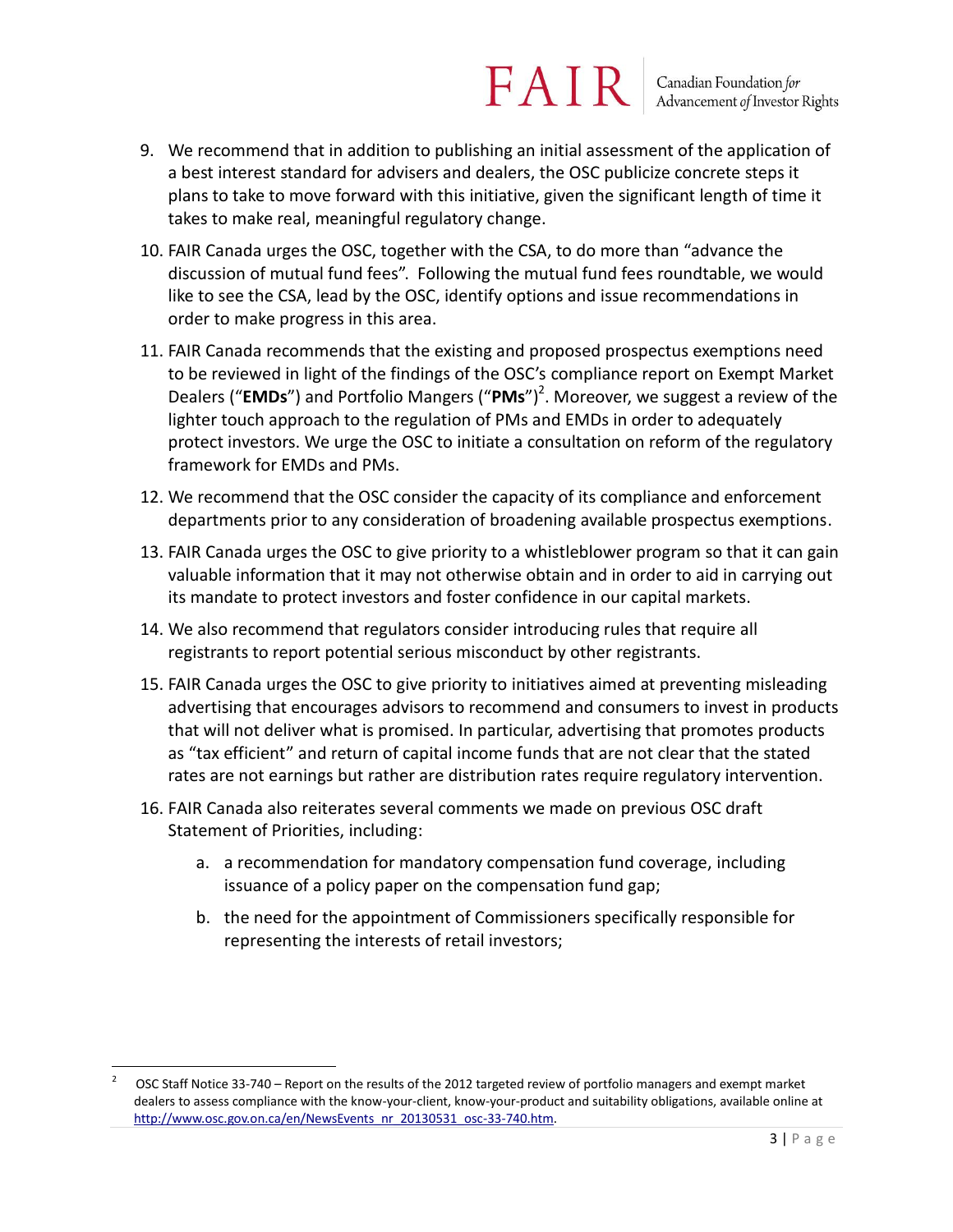9. We recommend that in addition to publishing an initial assessment of the application of a best interest standard for advisers and dealers, the OSC publicize concrete steps it plans to take to move forward with this initiative, given the significant length of time it takes to make real, meaningful regulatory change.

10. FAIR Canada urges the OSC, together with the CSA, to do more than "advance the discussion of mutual fund fees". Following the mutual fund fees roundtable, we would like to see the CSA, lead by the OSC, identify options and issue recommendations in order to make progress in this area.

11. FAIR Canada recommends that the existing and proposed prospectus exemptions need to be reviewed in light of the findings of the OSC's compliance report on Exempt Market Dealers ("**EMDs**") and Portfolio Mangers ("**PMs**")[2]. Moreover, we suggest a review of the lighter touch approach to the regulation of PMs and EMDs in order to adequately protect investors. We urge the OSC to initiate a consultation on reform of the regulatory framework for EMDs and PMs.

12. We recommend that the OSC consider the capacity of its compliance and enforcement departments prior to any consideration of broadening available prospectus exemptions.

13. FAIR Canada urges the OSC to give priority to a whistleblower program so that it can gain valuable information that it may not otherwise obtain and in order to aid in carrying out its mandate to protect investors and foster confidence in our capital markets.

14. We also recommend that regulators consider introducing rules that require all registrants to report potential serious misconduct by other registrants.

15. FAIR Canada urges the OSC to give priority to initiatives aimed at preventing misleading advertising that encourages advisors to recommend and consumers to invest in products that will not deliver what is promised. In particular, advertising that promotes products as "tax efficient" and return of capital income funds that are not clear that the stated rates are not earnings but rather are distribution rates require regulatory intervention.

16. FAIR Canada also reiterates several comments we made on previous OSC draft Statement of Priorities, including:

    a. a recommendation for mandatory compensation fund coverage, including issuance of a policy paper on the compensation fund gap;

    b. the need for the appointment of Commissioners specifically responsible for representing the interests of retail investors;

---

[2] OSC Staff Notice 33-740 – Report on the results of the 2012 targeted review of portfolio managers and exempt market dealers to assess compliance with the know-your-client, know-your-product and suitability obligations, available online at http://www.osc.gov.on.ca/en/NewsEvents_nr_20130531_osc-33-740.htm.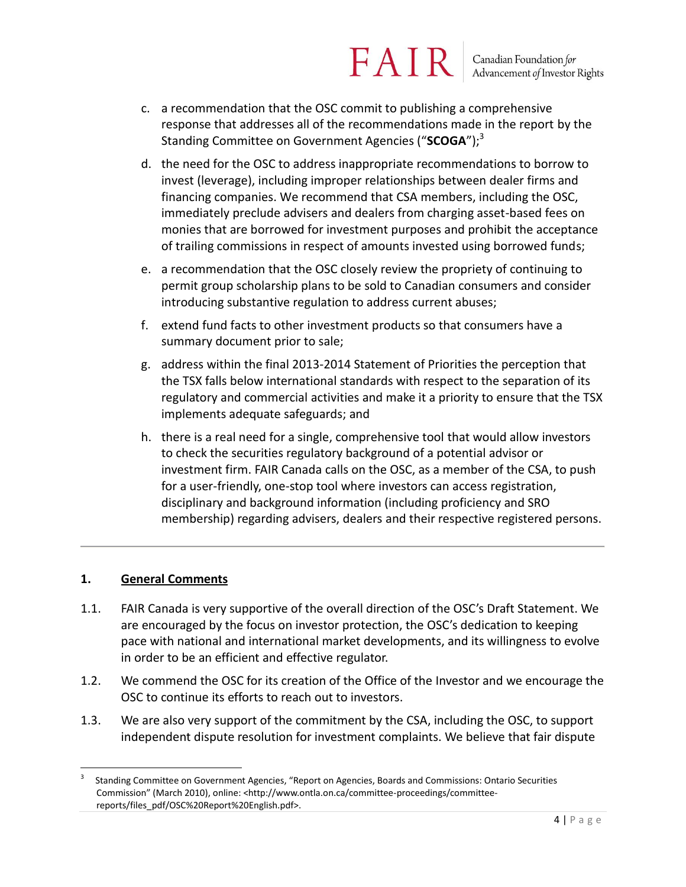c. a recommendation that the OSC commit to publishing a comprehensive response that addresses all of the recommendations made in the report by the Standing Committee on Government Agencies ("**SCOGA**");[3]

d. the need for the OSC to address inappropriate recommendations to borrow to invest (leverage), including improper relationships between dealer firms and financing companies. We recommend that CSA members, including the OSC, immediately preclude advisers and dealers from charging asset-based fees on monies that are borrowed for investment purposes and prohibit the acceptance of trailing commissions in respect of amounts invested using borrowed funds;

e. a recommendation that the OSC closely review the propriety of continuing to permit group scholarship plans to be sold to Canadian consumers and consider introducing substantive regulation to address current abuses;

f. extend fund facts to other investment products so that consumers have a summary document prior to sale;

g. address within the final 2013-2014 Statement of Priorities the perception that the TSX falls below international standards with respect to the separation of its regulatory and commercial activities and make it a priority to ensure that the TSX implements adequate safeguards; and

h. there is a real need for a single, comprehensive tool that would allow investors to check the securities regulatory background of a potential advisor or investment firm. FAIR Canada calls on the OSC, as a member of the CSA, to push for a user-friendly, one-stop tool where investors can access registration, disciplinary and background information (including proficiency and SRO membership) regarding advisers, dealers and their respective registered persons.

---

## 1. General Comments

1.1. FAIR Canada is very supportive of the overall direction of the OSC's Draft Statement. We are encouraged by the focus on investor protection, the OSC's dedication to keeping pace with national and international market developments, and its willingness to evolve in order to be an efficient and effective regulator.

1.2. We commend the OSC for its creation of the Office of the Investor and we encourage the OSC to continue its efforts to reach out to investors.

1.3. We are also very support of the commitment by the CSA, including the OSC, to support independent dispute resolution for investment complaints. We believe that fair dispute

---

[3] Standing Committee on Government Agencies, "Report on Agencies, Boards and Commissions: Ontario Securities Commission" (March 2010), online: <http://www.ontla.on.ca/committee-proceedings/committee-reports/files_pdf/OSC%20Report%20English.pdf>.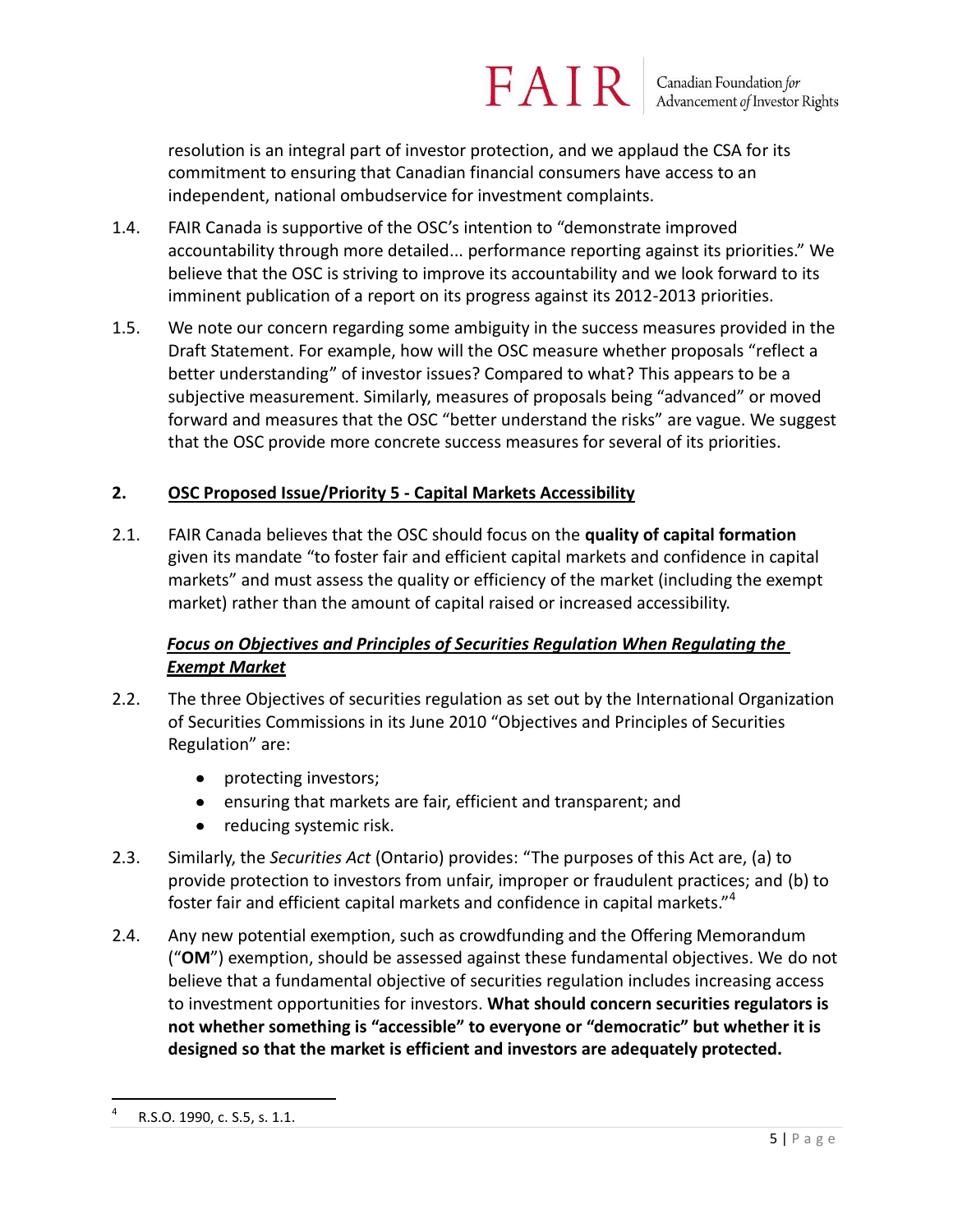resolution is an integral part of investor protection, and we applaud the CSA for its commitment to ensuring that Canadian financial consumers have access to an independent, national ombudservice for investment complaints.

1.4. FAIR Canada is supportive of the OSC's intention to "demonstrate improved accountability through more detailed... performance reporting against its priorities." We believe that the OSC is striving to improve its accountability and we look forward to its imminent publication of a report on its progress against its 2012-2013 priorities.

1.5. We note our concern regarding some ambiguity in the success measures provided in the Draft Statement. For example, how will the OSC measure whether proposals "reflect a better understanding" of investor issues? Compared to what? This appears to be a subjective measurement. Similarly, measures of proposals being "advanced" or moved forward and measures that the OSC "better understand the risks" are vague. We suggest that the OSC provide more concrete success measures for several of its priorities.

## 2. <u>OSC Proposed Issue/Priority 5 - Capital Markets Accessibility</u>

2.1. FAIR Canada believes that the OSC should focus on the **quality of capital formation** given its mandate "to foster fair and efficient capital markets and confidence in capital markets" and must assess the quality or efficiency of the market (including the exempt market) rather than the amount of capital raised or increased accessibility.

### <u>*Focus on Objectives and Principles of Securities Regulation When Regulating the Exempt Market*</u>

2.2. The three Objectives of securities regulation as set out by the International Organization of Securities Commissions in its June 2010 "Objectives and Principles of Securities Regulation" are:

- protecting investors;
- ensuring that markets are fair, efficient and transparent; and
- reducing systemic risk.

2.3. Similarly, the *Securities Act* (Ontario) provides: "The purposes of this Act are, (a) to provide protection to investors from unfair, improper or fraudulent practices; and (b) to foster fair and efficient capital markets and confidence in capital markets."[4]

2.4. Any new potential exemption, such as crowdfunding and the Offering Memorandum ("**OM**") exemption, should be assessed against these fundamental objectives. We do not believe that a fundamental objective of securities regulation includes increasing access to investment opportunities for investors. **What should concern securities regulators is not whether something is "accessible" to everyone or "democratic" but whether it is designed so that the market is efficient and investors are adequately protected.**

[4] R.S.O. 1990, c. S.5, s. 1.1.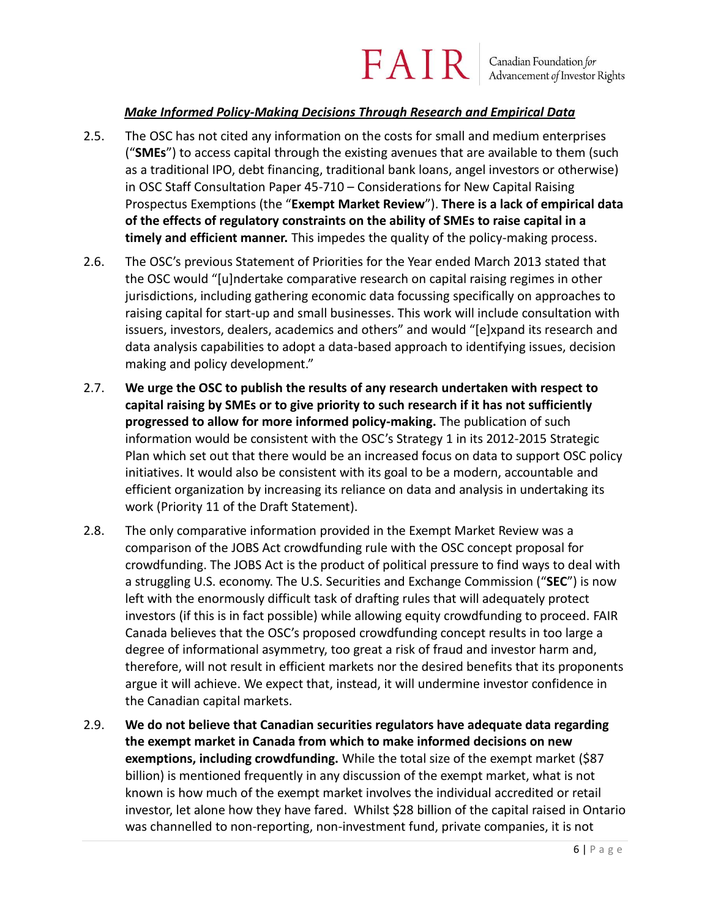***Make Informed Policy-Making Decisions Through Research and Empirical Data***

2.5. The OSC has not cited any information on the costs for small and medium enterprises ("**SMEs**") to access capital through the existing avenues that are available to them (such as a traditional IPO, debt financing, traditional bank loans, angel investors or otherwise) in OSC Staff Consultation Paper 45-710 – Considerations for New Capital Raising Prospectus Exemptions (the "**Exempt Market Review**"). **There is a lack of empirical data of the effects of regulatory constraints on the ability of SMEs to raise capital in a timely and efficient manner.** This impedes the quality of the policy-making process.

2.6. The OSC's previous Statement of Priorities for the Year ended March 2013 stated that the OSC would "[u]ndertake comparative research on capital raising regimes in other jurisdictions, including gathering economic data focussing specifically on approaches to raising capital for start-up and small businesses. This work will include consultation with issuers, investors, dealers, academics and others" and would "[e]xpand its research and data analysis capabilities to adopt a data-based approach to identifying issues, decision making and policy development."

2.7. **We urge the OSC to publish the results of any research undertaken with respect to capital raising by SMEs or to give priority to such research if it has not sufficiently progressed to allow for more informed policy-making.** The publication of such information would be consistent with the OSC's Strategy 1 in its 2012-2015 Strategic Plan which set out that there would be an increased focus on data to support OSC policy initiatives. It would also be consistent with its goal to be a modern, accountable and efficient organization by increasing its reliance on data and analysis in undertaking its work (Priority 11 of the Draft Statement).

2.8. The only comparative information provided in the Exempt Market Review was a comparison of the JOBS Act crowdfunding rule with the OSC concept proposal for crowdfunding. The JOBS Act is the product of political pressure to find ways to deal with a struggling U.S. economy. The U.S. Securities and Exchange Commission ("**SEC**") is now left with the enormously difficult task of drafting rules that will adequately protect investors (if this is in fact possible) while allowing equity crowdfunding to proceed. FAIR Canada believes that the OSC's proposed crowdfunding concept results in too large a degree of informational asymmetry, too great a risk of fraud and investor harm and, therefore, will not result in efficient markets nor the desired benefits that its proponents argue it will achieve. We expect that, instead, it will undermine investor confidence in the Canadian capital markets.

2.9. **We do not believe that Canadian securities regulators have adequate data regarding the exempt market in Canada from which to make informed decisions on new exemptions, including crowdfunding.** While the total size of the exempt market ($87 billion) is mentioned frequently in any discussion of the exempt market, what is not known is how much of the exempt market involves the individual accredited or retail investor, let alone how they have fared. Whilst $28 billion of the capital raised in Ontario was channelled to non-reporting, non-investment fund, private companies, it is not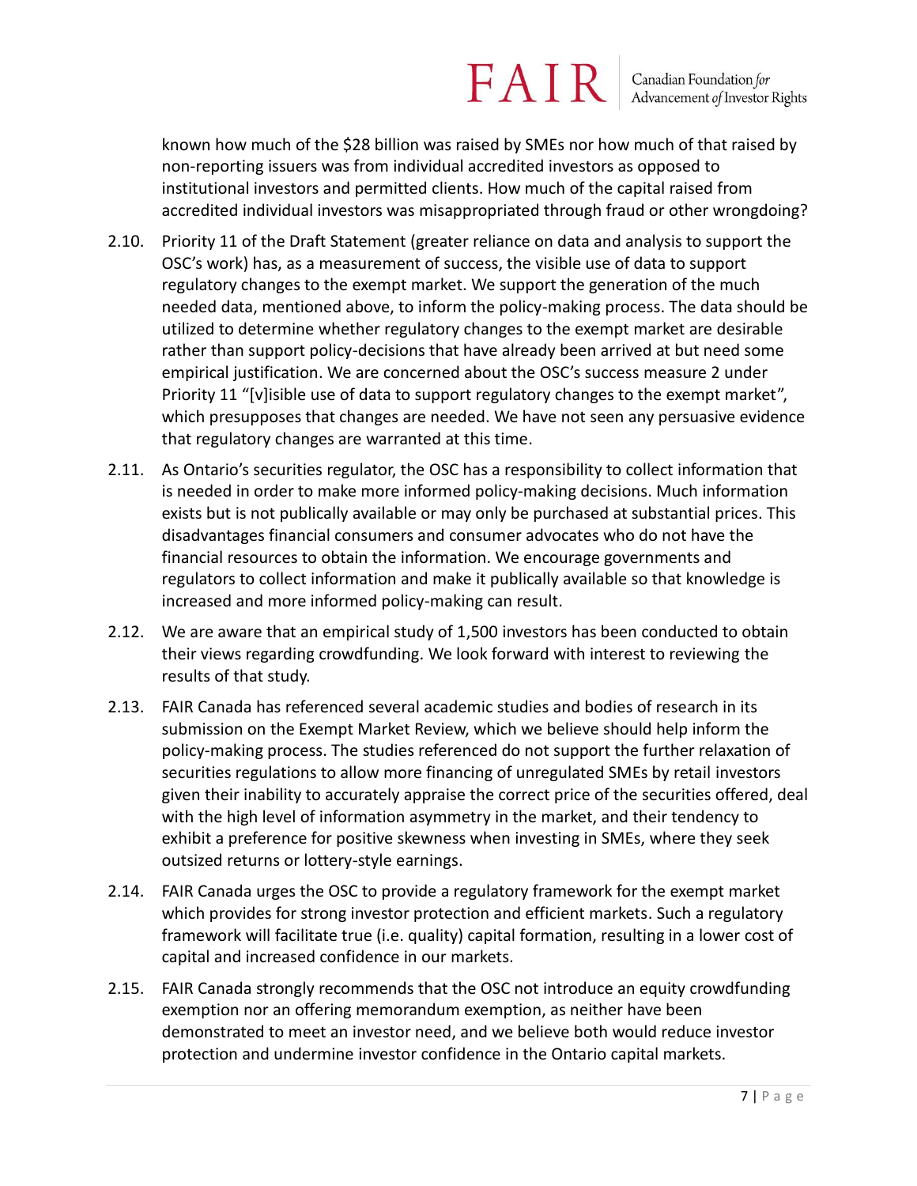known how much of the $28 billion was raised by SMEs nor how much of that raised by non-reporting issuers was from individual accredited investors as opposed to institutional investors and permitted clients. How much of the capital raised from accredited individual investors was misappropriated through fraud or other wrongdoing?

2.10. Priority 11 of the Draft Statement (greater reliance on data and analysis to support the OSC's work) has, as a measurement of success, the visible use of data to support regulatory changes to the exempt market. We support the generation of the much needed data, mentioned above, to inform the policy-making process. The data should be utilized to determine whether regulatory changes to the exempt market are desirable rather than support policy-decisions that have already been arrived at but need some empirical justification. We are concerned about the OSC's success measure 2 under Priority 11 "[v]isible use of data to support regulatory changes to the exempt market", which presupposes that changes are needed. We have not seen any persuasive evidence that regulatory changes are warranted at this time.

2.11. As Ontario's securities regulator, the OSC has a responsibility to collect information that is needed in order to make more informed policy-making decisions. Much information exists but is not publically available or may only be purchased at substantial prices. This disadvantages financial consumers and consumer advocates who do not have the financial resources to obtain the information. We encourage governments and regulators to collect information and make it publically available so that knowledge is increased and more informed policy-making can result.

2.12. We are aware that an empirical study of 1,500 investors has been conducted to obtain their views regarding crowdfunding. We look forward with interest to reviewing the results of that study.

2.13. FAIR Canada has referenced several academic studies and bodies of research in its submission on the Exempt Market Review, which we believe should help inform the policy-making process. The studies referenced do not support the further relaxation of securities regulations to allow more financing of unregulated SMEs by retail investors given their inability to accurately appraise the correct price of the securities offered, deal with the high level of information asymmetry in the market, and their tendency to exhibit a preference for positive skewness when investing in SMEs, where they seek outsized returns or lottery-style earnings.

2.14. FAIR Canada urges the OSC to provide a regulatory framework for the exempt market which provides for strong investor protection and efficient markets. Such a regulatory framework will facilitate true (i.e. quality) capital formation, resulting in a lower cost of capital and increased confidence in our markets.

2.15. FAIR Canada strongly recommends that the OSC not introduce an equity crowdfunding exemption nor an offering memorandum exemption, as neither have been demonstrated to meet an investor need, and we believe both would reduce investor protection and undermine investor confidence in the Ontario capital markets.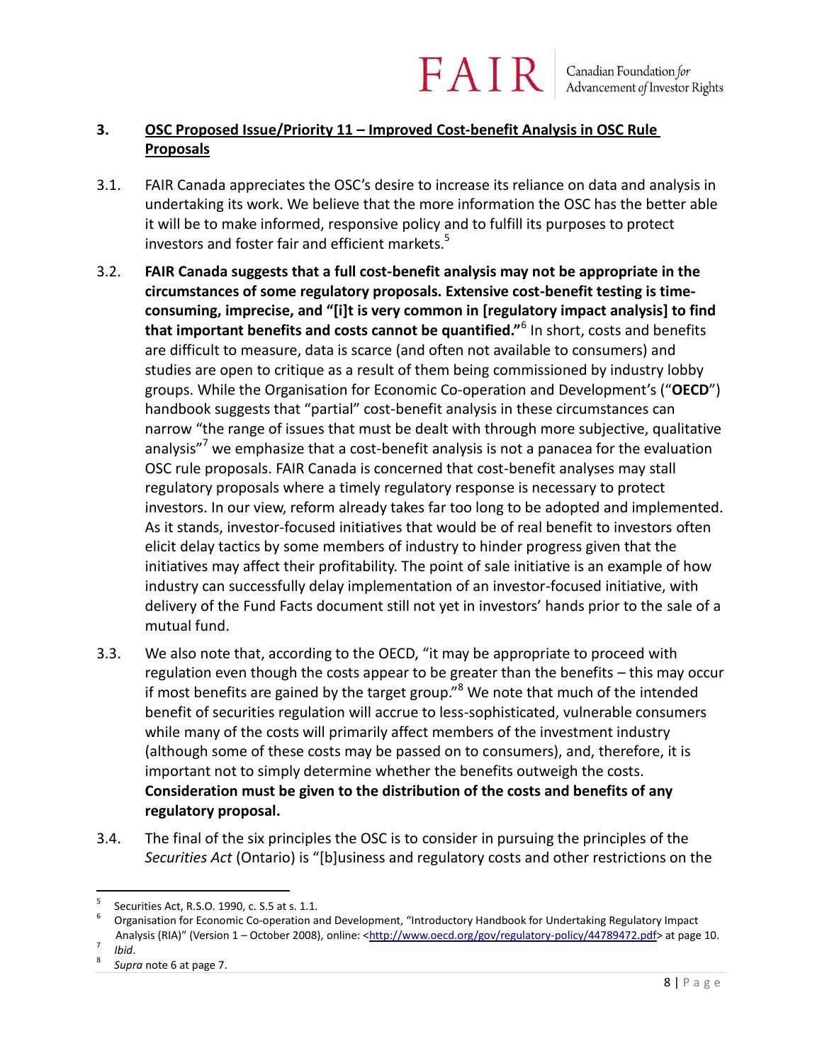## 3. OSC Proposed Issue/Priority 11 – Improved Cost-benefit Analysis in OSC Rule Proposals

3.1. FAIR Canada appreciates the OSC's desire to increase its reliance on data and analysis in undertaking its work. We believe that the more information the OSC has the better able it will be to make informed, responsive policy and to fulfill its purposes to protect investors and foster fair and efficient markets.[5]

3.2. **FAIR Canada suggests that a full cost-benefit analysis may not be appropriate in the circumstances of some regulatory proposals. Extensive cost-benefit testing is time-consuming, imprecise, and "[i]t is very common in [regulatory impact analysis] to find that important benefits and costs cannot be quantified."**[6] In short, costs and benefits are difficult to measure, data is scarce (and often not available to consumers) and studies are open to critique as a result of them being commissioned by industry lobby groups. While the Organisation for Economic Co-operation and Development's ("**OECD**") handbook suggests that "partial" cost-benefit analysis in these circumstances can narrow "the range of issues that must be dealt with through more subjective, qualitative analysis"[7] we emphasize that a cost-benefit analysis is not a panacea for the evaluation OSC rule proposals. FAIR Canada is concerned that cost-benefit analyses may stall regulatory proposals where a timely regulatory response is necessary to protect investors. In our view, reform already takes far too long to be adopted and implemented. As it stands, investor-focused initiatives that would be of real benefit to investors often elicit delay tactics by some members of industry to hinder progress given that the initiatives may affect their profitability. The point of sale initiative is an example of how industry can successfully delay implementation of an investor-focused initiative, with delivery of the Fund Facts document still not yet in investors' hands prior to the sale of a mutual fund.

3.3. We also note that, according to the OECD, "it may be appropriate to proceed with regulation even though the costs appear to be greater than the benefits – this may occur if most benefits are gained by the target group."[8] We note that much of the intended benefit of securities regulation will accrue to less-sophisticated, vulnerable consumers while many of the costs will primarily affect members of the investment industry (although some of these costs may be passed on to consumers), and, therefore, it is important not to simply determine whether the benefits outweigh the costs. **Consideration must be given to the distribution of the costs and benefits of any regulatory proposal.**

3.4. The final of the six principles the OSC is to consider in pursuing the principles of the *Securities Act* (Ontario) is "[b]usiness and regulatory costs and other restrictions on the

---

[5] Securities Act, R.S.O. 1990, c. S.5 at s. 1.1.

[6] Organisation for Economic Co-operation and Development, "Introductory Handbook for Undertaking Regulatory Impact Analysis (RIA)" (Version 1 – October 2008), online: <http://www.oecd.org/gov/regulatory-policy/44789472.pdf> at page 10.

[7] *Ibid*.

[8] *Supra* note 6 at page 7.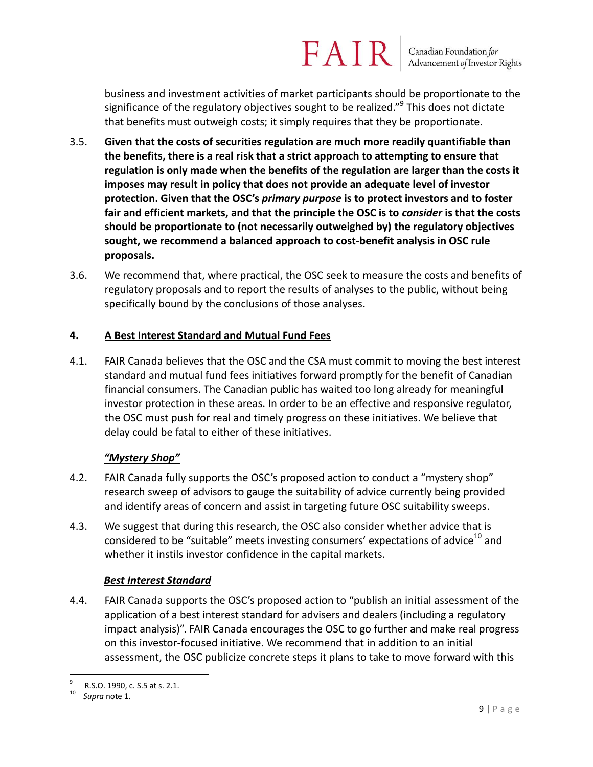business and investment activities of market participants should be proportionate to the significance of the regulatory objectives sought to be realized."[9] This does not dictate that benefits must outweigh costs; it simply requires that they be proportionate.

3.5. **Given that the costs of securities regulation are much more readily quantifiable than the benefits, there is a real risk that a strict approach to attempting to ensure that regulation is only made when the benefits of the regulation are larger than the costs it imposes may result in policy that does not provide an adequate level of investor protection. Given that the OSC's *primary purpose* is to protect investors and to foster fair and efficient markets, and that the principle the OSC is to *consider* is that the costs should be proportionate to (not necessarily outweighed by) the regulatory objectives sought, we recommend a balanced approach to cost-benefit analysis in OSC rule proposals.**

3.6. We recommend that, where practical, the OSC seek to measure the costs and benefits of regulatory proposals and to report the results of analyses to the public, without being specifically bound by the conclusions of those analyses.

## 4. A Best Interest Standard and Mutual Fund Fees

4.1. FAIR Canada believes that the OSC and the CSA must commit to moving the best interest standard and mutual fund fees initiatives forward promptly for the benefit of Canadian financial consumers. The Canadian public has waited too long already for meaningful investor protection in these areas. In order to be an effective and responsive regulator, the OSC must push for real and timely progress on these initiatives. We believe that delay could be fatal to either of these initiatives.

### *"Mystery Shop"*

4.2. FAIR Canada fully supports the OSC's proposed action to conduct a "mystery shop" research sweep of advisors to gauge the suitability of advice currently being provided and identify areas of concern and assist in targeting future OSC suitability sweeps.

4.3. We suggest that during this research, the OSC also consider whether advice that is considered to be "suitable" meets investing consumers' expectations of advice[10] and whether it instils investor confidence in the capital markets.

### *Best Interest Standard*

4.4. FAIR Canada supports the OSC's proposed action to "publish an initial assessment of the application of a best interest standard for advisers and dealers (including a regulatory impact analysis)". FAIR Canada encourages the OSC to go further and make real progress on this investor-focused initiative. We recommend that in addition to an initial assessment, the OSC publicize concrete steps it plans to take to move forward with this

---

[9] R.S.O. 1990, c. S.5 at s. 2.1.

[10] *Supra* note 1.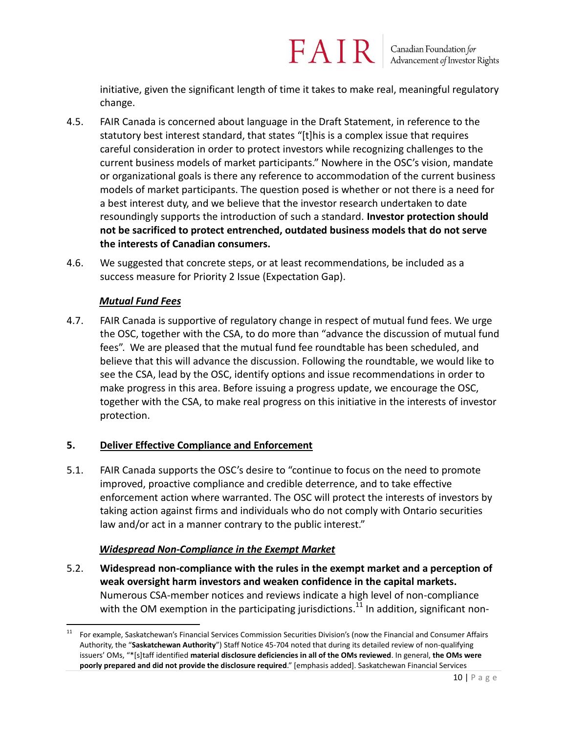initiative, given the significant length of time it takes to make real, meaningful regulatory change.

4.5. FAIR Canada is concerned about language in the Draft Statement, in reference to the statutory best interest standard, that states "[t]his is a complex issue that requires careful consideration in order to protect investors while recognizing challenges to the current business models of market participants." Nowhere in the OSC's vision, mandate or organizational goals is there any reference to accommodation of the current business models of market participants. The question posed is whether or not there is a need for a best interest duty, and we believe that the investor research undertaken to date resoundingly supports the introduction of such a standard. **Investor protection should not be sacrificed to protect entrenched, outdated business models that do not serve the interests of Canadian consumers.**

4.6. We suggested that concrete steps, or at least recommendations, be included as a success measure for Priority 2 Issue (Expectation Gap).

***Mutual Fund Fees***

4.7. FAIR Canada is supportive of regulatory change in respect of mutual fund fees. We urge the OSC, together with the CSA, to do more than "advance the discussion of mutual fund fees". We are pleased that the mutual fund fee roundtable has been scheduled, and believe that this will advance the discussion. Following the roundtable, we would like to see the CSA, lead by the OSC, identify options and issue recommendations in order to make progress in this area. Before issuing a progress update, we encourage the OSC, together with the CSA, to make real progress on this initiative in the interests of investor protection.

## 5. Deliver Effective Compliance and Enforcement

5.1. FAIR Canada supports the OSC's desire to "continue to focus on the need to promote improved, proactive compliance and credible deterrence, and to take effective enforcement action where warranted. The OSC will protect the interests of investors by taking action against firms and individuals who do not comply with Ontario securities law and/or act in a manner contrary to the public interest."

***Widespread Non-Compliance in the Exempt Market***

5.2. **Widespread non-compliance with the rules in the exempt market and a perception of weak oversight harm investors and weaken confidence in the capital markets.** Numerous CSA-member notices and reviews indicate a high level of non-compliance with the OM exemption in the participating jurisdictions.[11] In addition, significant non-

[11] For example, Saskatchewan's Financial Services Commission Securities Division's (now the Financial and Consumer Affairs Authority, the "**Saskatchewan Authority**") Staff Notice 45-704 noted that during its detailed review of non-qualifying issuers' OMs, "*[s]taff identified **material disclosure deficiencies in all of the OMs reviewed**. In general, **the OMs were poorly prepared and did not provide the disclosure required**." [emphasis added]. Saskatchewan Financial Services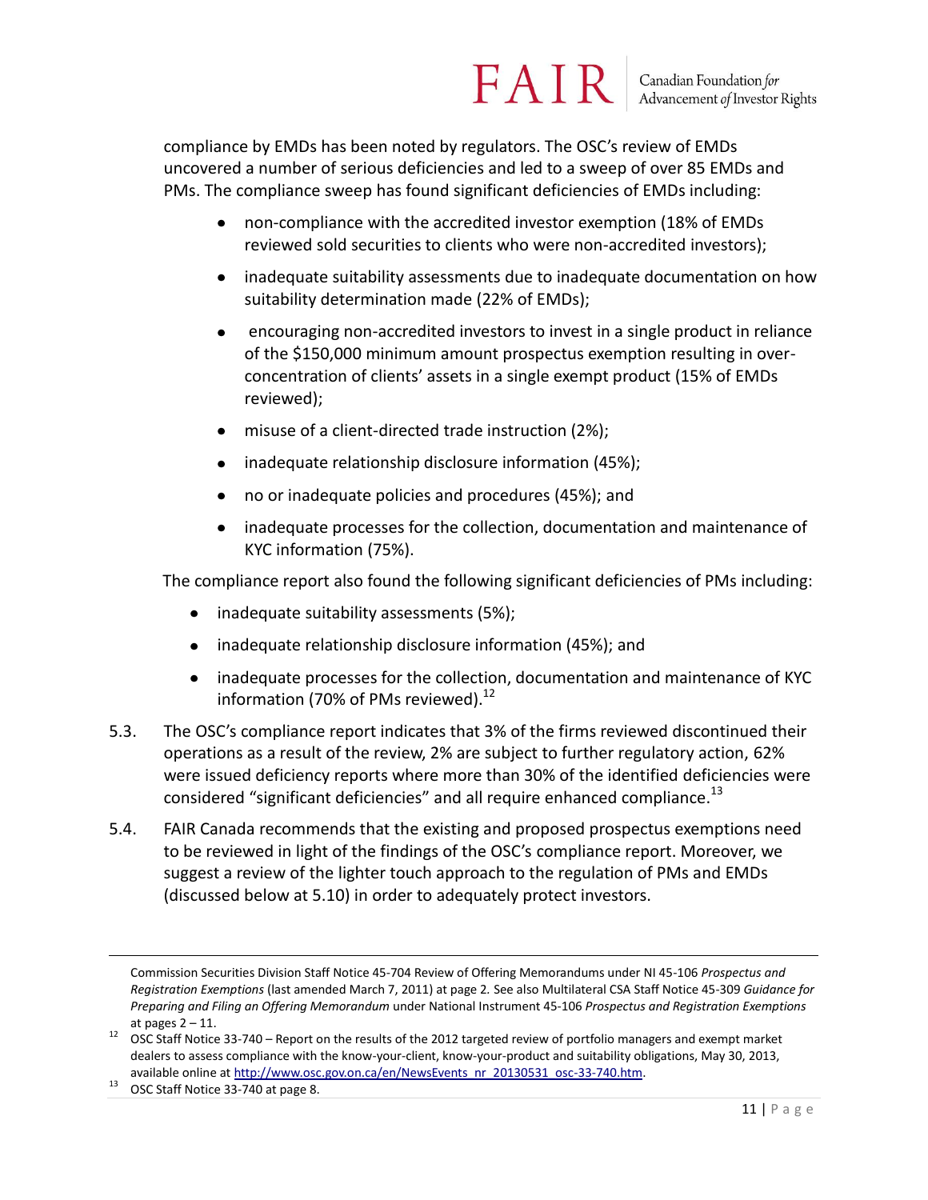compliance by EMDs has been noted by regulators. The OSC's review of EMDs uncovered a number of serious deficiencies and led to a sweep of over 85 EMDs and PMs. The compliance sweep has found significant deficiencies of EMDs including:

- non-compliance with the accredited investor exemption (18% of EMDs reviewed sold securities to clients who were non-accredited investors);
- inadequate suitability assessments due to inadequate documentation on how suitability determination made (22% of EMDs);
- encouraging non-accredited investors to invest in a single product in reliance of the $150,000 minimum amount prospectus exemption resulting in over-concentration of clients' assets in a single exempt product (15% of EMDs reviewed);
- misuse of a client-directed trade instruction (2%);
- inadequate relationship disclosure information (45%);
- no or inadequate policies and procedures (45%); and
- inadequate processes for the collection, documentation and maintenance of KYC information (75%).

The compliance report also found the following significant deficiencies of PMs including:

- inadequate suitability assessments (5%);
- inadequate relationship disclosure information (45%); and
- inadequate processes for the collection, documentation and maintenance of KYC information (70% of PMs reviewed).[12]

5.3. The OSC's compliance report indicates that 3% of the firms reviewed discontinued their operations as a result of the review, 2% are subject to further regulatory action, 62% were issued deficiency reports where more than 30% of the identified deficiencies were considered "significant deficiencies" and all require enhanced compliance.[13]

5.4. FAIR Canada recommends that the existing and proposed prospectus exemptions need to be reviewed in light of the findings of the OSC's compliance report. Moreover, we suggest a review of the lighter touch approach to the regulation of PMs and EMDs (discussed below at 5.10) in order to adequately protect investors.

---

Commission Securities Division Staff Notice 45-704 Review of Offering Memorandums under NI 45-106 *Prospectus and Registration Exemptions* (last amended March 7, 2011) at page 2. See also Multilateral CSA Staff Notice 45-309 *Guidance for Preparing and Filing an Offering Memorandum* under National Instrument 45-106 *Prospectus and Registration Exemptions* at pages 2 – 11.

[12] OSC Staff Notice 33-740 – Report on the results of the 2012 targeted review of portfolio managers and exempt market dealers to assess compliance with the know-your-client, know-your-product and suitability obligations, May 30, 2013, available online at http://www.osc.gov.on.ca/en/NewsEvents_nr_20130531_osc-33-740.htm.

[13] OSC Staff Notice 33-740 at page 8.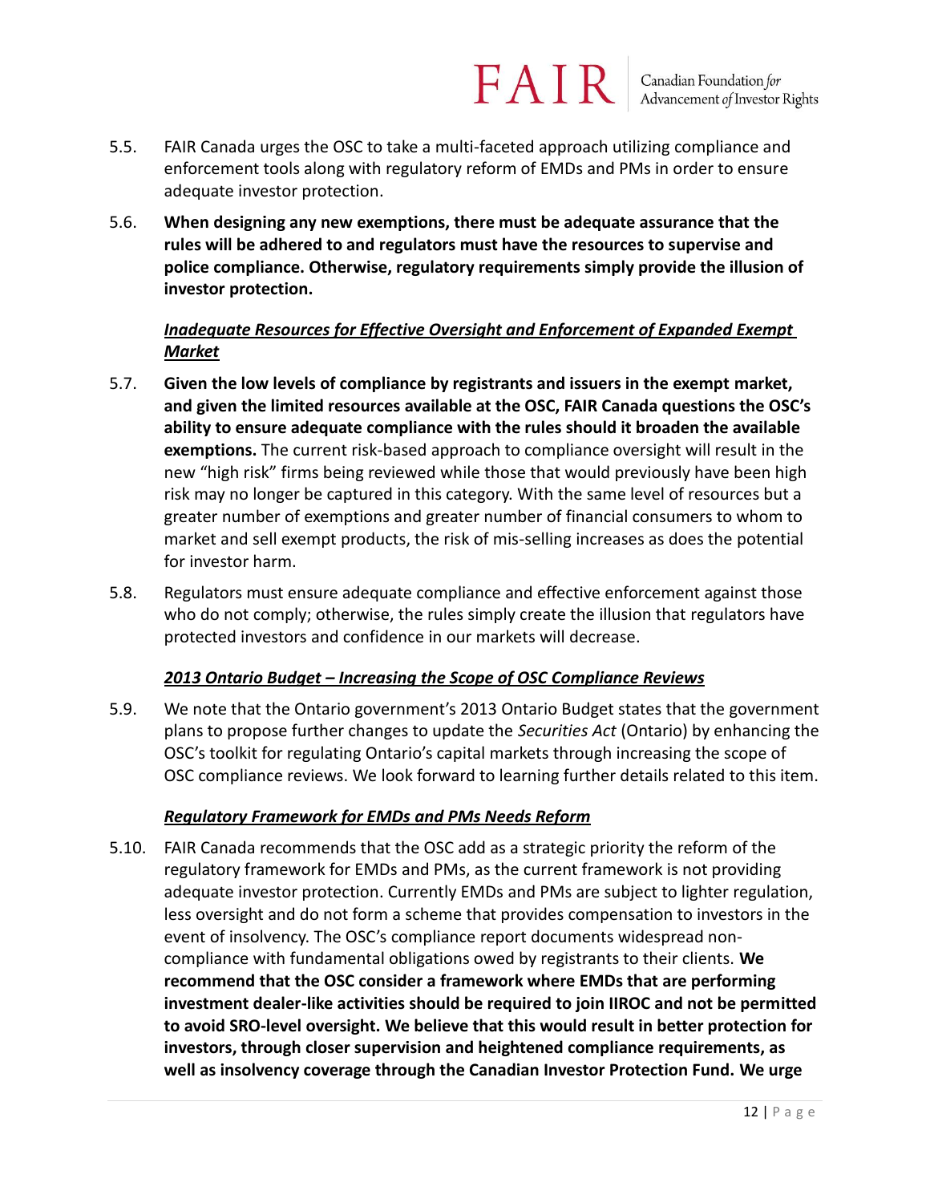5.5. FAIR Canada urges the OSC to take a multi-faceted approach utilizing compliance and enforcement tools along with regulatory reform of EMDs and PMs in order to ensure adequate investor protection.

5.6. **When designing any new exemptions, there must be adequate assurance that the rules will be adhered to and regulators must have the resources to supervise and police compliance. Otherwise, regulatory requirements simply provide the illusion of investor protection.**

***Inadequate Resources for Effective Oversight and Enforcement of Expanded Exempt Market***

5.7. **Given the low levels of compliance by registrants and issuers in the exempt market, and given the limited resources available at the OSC, FAIR Canada questions the OSC's ability to ensure adequate compliance with the rules should it broaden the available exemptions.** The current risk-based approach to compliance oversight will result in the new "high risk" firms being reviewed while those that would previously have been high risk may no longer be captured in this category. With the same level of resources but a greater number of exemptions and greater number of financial consumers to whom to market and sell exempt products, the risk of mis-selling increases as does the potential for investor harm.

5.8. Regulators must ensure adequate compliance and effective enforcement against those who do not comply; otherwise, the rules simply create the illusion that regulators have protected investors and confidence in our markets will decrease.

***2013 Ontario Budget – Increasing the Scope of OSC Compliance Reviews***

5.9. We note that the Ontario government's 2013 Ontario Budget states that the government plans to propose further changes to update the *Securities Act* (Ontario) by enhancing the OSC's toolkit for regulating Ontario's capital markets through increasing the scope of OSC compliance reviews. We look forward to learning further details related to this item.

***Regulatory Framework for EMDs and PMs Needs Reform***

5.10. FAIR Canada recommends that the OSC add as a strategic priority the reform of the regulatory framework for EMDs and PMs, as the current framework is not providing adequate investor protection. Currently EMDs and PMs are subject to lighter regulation, less oversight and do not form a scheme that provides compensation to investors in the event of insolvency. The OSC's compliance report documents widespread non-compliance with fundamental obligations owed by registrants to their clients. **We recommend that the OSC consider a framework where EMDs that are performing investment dealer-like activities should be required to join IIROC and not be permitted to avoid SRO-level oversight. We believe that this would result in better protection for investors, through closer supervision and heightened compliance requirements, as well as insolvency coverage through the Canadian Investor Protection Fund. We urge**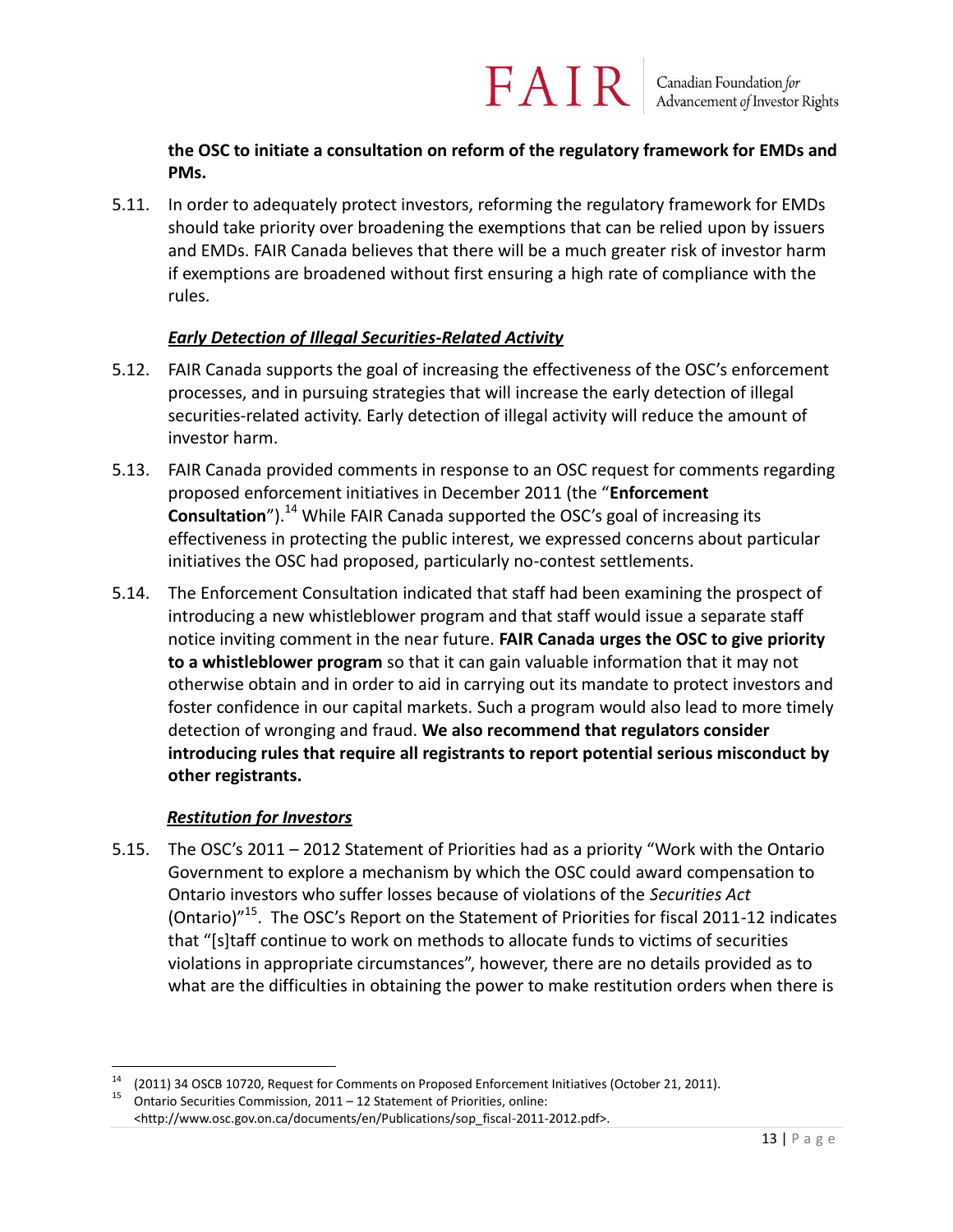**the OSC to initiate a consultation on reform of the regulatory framework for EMDs and PMs.**

5.11. In order to adequately protect investors, reforming the regulatory framework for EMDs should take priority over broadening the exemptions that can be relied upon by issuers and EMDs. FAIR Canada believes that there will be a much greater risk of investor harm if exemptions are broadened without first ensuring a high rate of compliance with the rules.

***Early Detection of Illegal Securities-Related Activity***

5.12. FAIR Canada supports the goal of increasing the effectiveness of the OSC's enforcement processes, and in pursuing strategies that will increase the early detection of illegal securities-related activity. Early detection of illegal activity will reduce the amount of investor harm.

5.13. FAIR Canada provided comments in response to an OSC request for comments regarding proposed enforcement initiatives in December 2011 (the "**Enforcement Consultation**").[14] While FAIR Canada supported the OSC's goal of increasing its effectiveness in protecting the public interest, we expressed concerns about particular initiatives the OSC had proposed, particularly no-contest settlements.

5.14. The Enforcement Consultation indicated that staff had been examining the prospect of introducing a new whistleblower program and that staff would issue a separate staff notice inviting comment in the near future. **FAIR Canada urges the OSC to give priority to a whistleblower program** so that it can gain valuable information that it may not otherwise obtain and in order to aid in carrying out its mandate to protect investors and foster confidence in our capital markets. Such a program would also lead to more timely detection of wronging and fraud. **We also recommend that regulators consider introducing rules that require all registrants to report potential serious misconduct by other registrants.**

***Restitution for Investors***

5.15. The OSC's 2011 – 2012 Statement of Priorities had as a priority "Work with the Ontario Government to explore a mechanism by which the OSC could award compensation to Ontario investors who suffer losses because of violations of the *Securities Act* (Ontario)"[15]. The OSC's Report on the Statement of Priorities for fiscal 2011-12 indicates that "[s]taff continue to work on methods to allocate funds to victims of securities violations in appropriate circumstances", however, there are no details provided as to what are the difficulties in obtaining the power to make restitution orders when there is

[14] (2011) 34 OSCB 10720, Request for Comments on Proposed Enforcement Initiatives (October 21, 2011).

[15] Ontario Securities Commission, 2011 – 12 Statement of Priorities, online: <http://www.osc.gov.on.ca/documents/en/Publications/sop_fiscal-2011-2012.pdf>.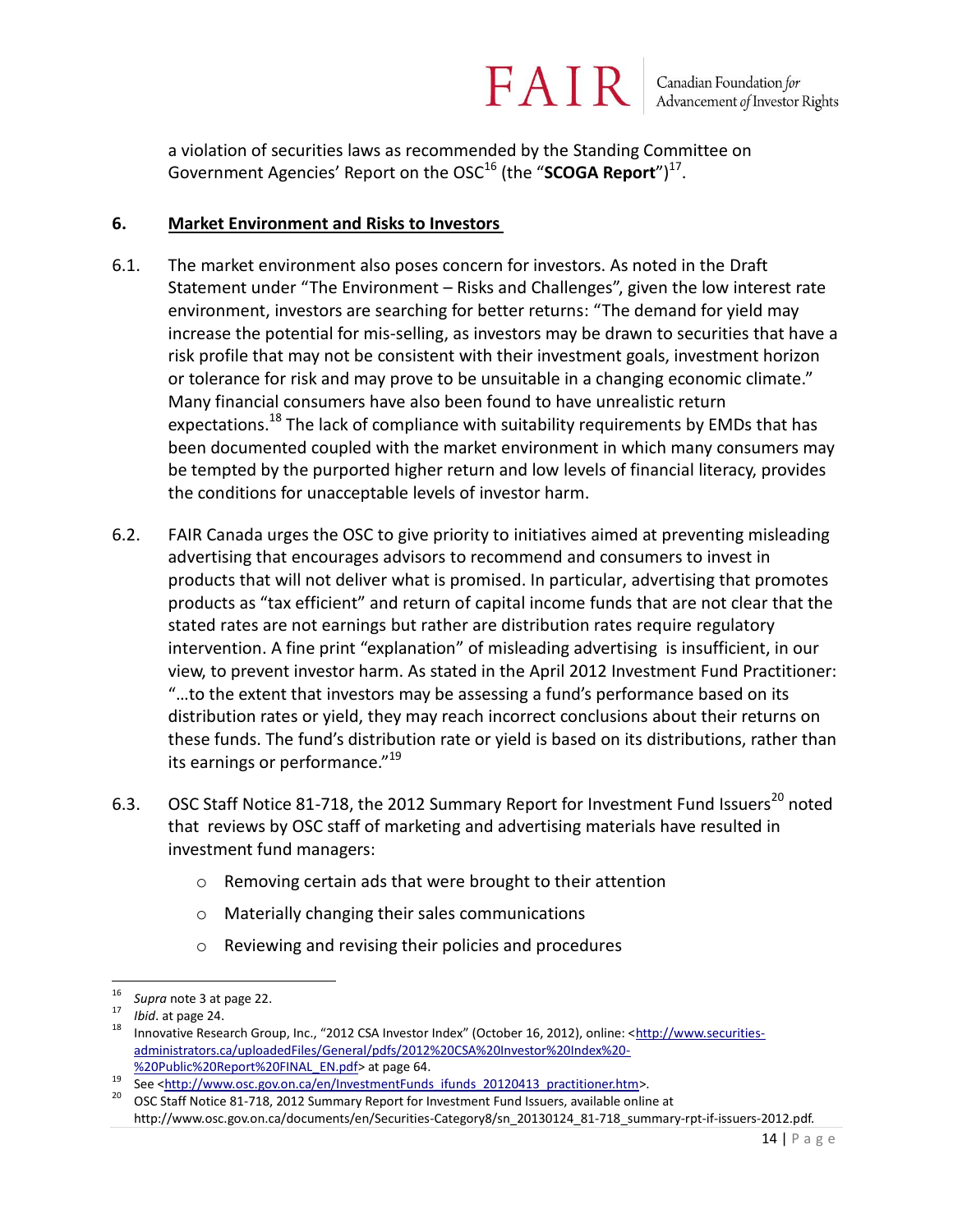a violation of securities laws as recommended by the Standing Committee on Government Agencies' Report on the OSC[16] (the "**SCOGA Report**")[17].

## 6. Market Environment and Risks to Investors

6.1. The market environment also poses concern for investors. As noted in the Draft Statement under "The Environment – Risks and Challenges", given the low interest rate environment, investors are searching for better returns: "The demand for yield may increase the potential for mis-selling, as investors may be drawn to securities that have a risk profile that may not be consistent with their investment goals, investment horizon or tolerance for risk and may prove to be unsuitable in a changing economic climate." Many financial consumers have also been found to have unrealistic return expectations.[18] The lack of compliance with suitability requirements by EMDs that has been documented coupled with the market environment in which many consumers may be tempted by the purported higher return and low levels of financial literacy, provides the conditions for unacceptable levels of investor harm.

6.2. FAIR Canada urges the OSC to give priority to initiatives aimed at preventing misleading advertising that encourages advisors to recommend and consumers to invest in products that will not deliver what is promised. In particular, advertising that promotes products as "tax efficient" and return of capital income funds that are not clear that the stated rates are not earnings but rather are distribution rates require regulatory intervention. A fine print "explanation" of misleading advertising is insufficient, in our view, to prevent investor harm. As stated in the April 2012 Investment Fund Practitioner: "…to the extent that investors may be assessing a fund's performance based on its distribution rates or yield, they may reach incorrect conclusions about their returns on these funds. The fund's distribution rate or yield is based on its distributions, rather than its earnings or performance."[19]

6.3. OSC Staff Notice 81-718, the 2012 Summary Report for Investment Fund Issuers[20] noted that reviews by OSC staff of marketing and advertising materials have resulted in investment fund managers:

- Removing certain ads that were brought to their attention
- Materially changing their sales communications
- Reviewing and revising their policies and procedures

---

[16] *Supra* note 3 at page 22.

[17] *Ibid*. at page 24.

[18] Innovative Research Group, Inc., "2012 CSA Investor Index" (October 16, 2012), online: <http://www.securities-administrators.ca/uploadedFiles/General/pdfs/2012%20CSA%20Investor%20Index%20-%20Public%20Report%20FINAL_EN.pdf> at page 64.

[19] See <http://www.osc.gov.on.ca/en/InvestmentFunds_ifunds_20120413_practitioner.htm>.

[20] OSC Staff Notice 81-718, 2012 Summary Report for Investment Fund Issuers, available online at http://www.osc.gov.on.ca/documents/en/Securities-Category8/sn_20130124_81-718_summary-rpt-if-issuers-2012.pdf.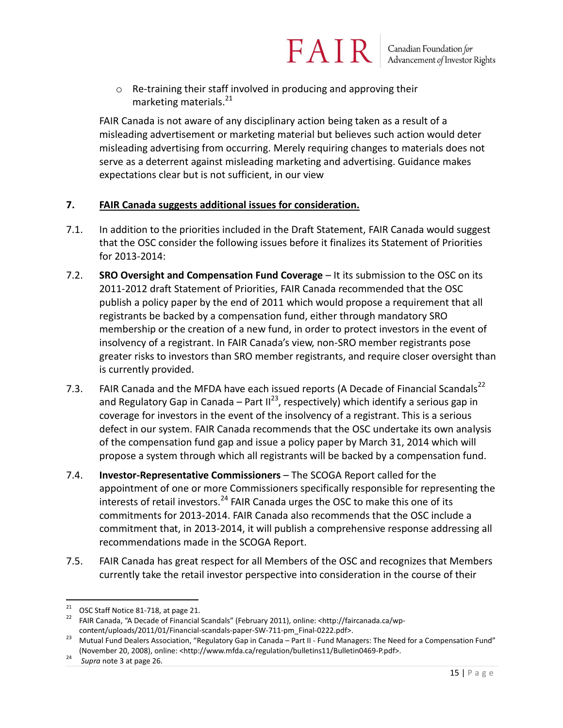- Re-training their staff involved in producing and approving their marketing materials.[21]

FAIR Canada is not aware of any disciplinary action being taken as a result of a misleading advertisement or marketing material but believes such action would deter misleading advertising from occurring. Merely requiring changes to materials does not serve as a deterrent against misleading marketing and advertising. Guidance makes expectations clear but is not sufficient, in our view

## 7. FAIR Canada suggests additional issues for consideration.

7.1. In addition to the priorities included in the Draft Statement, FAIR Canada would suggest that the OSC consider the following issues before it finalizes its Statement of Priorities for 2013-2014:

7.2. **SRO Oversight and Compensation Fund Coverage** – It its submission to the OSC on its 2011-2012 draft Statement of Priorities, FAIR Canada recommended that the OSC publish a policy paper by the end of 2011 which would propose a requirement that all registrants be backed by a compensation fund, either through mandatory SRO membership or the creation of a new fund, in order to protect investors in the event of insolvency of a registrant. In FAIR Canada's view, non-SRO member registrants pose greater risks to investors than SRO member registrants, and require closer oversight than is currently provided.

7.3. FAIR Canada and the MFDA have each issued reports (A Decade of Financial Scandals[22] and Regulatory Gap in Canada – Part II[23], respectively) which identify a serious gap in coverage for investors in the event of the insolvency of a registrant. This is a serious defect in our system. FAIR Canada recommends that the OSC undertake its own analysis of the compensation fund gap and issue a policy paper by March 31, 2014 which will propose a system through which all registrants will be backed by a compensation fund.

7.4. **Investor-Representative Commissioners** – The SCOGA Report called for the appointment of one or more Commissioners specifically responsible for representing the interests of retail investors.[24] FAIR Canada urges the OSC to make this one of its commitments for 2013-2014. FAIR Canada also recommends that the OSC include a commitment that, in 2013-2014, it will publish a comprehensive response addressing all recommendations made in the SCOGA Report.

7.5. FAIR Canada has great respect for all Members of the OSC and recognizes that Members currently take the retail investor perspective into consideration in the course of their

---

[21] OSC Staff Notice 81-718, at page 21.

[22] FAIR Canada, "A Decade of Financial Scandals" (February 2011), online: <http://faircanada.ca/wp-content/uploads/2011/01/Financial-scandals-paper-SW-711-pm_Final-0222.pdf>.

[23] Mutual Fund Dealers Association, "Regulatory Gap in Canada – Part II - Fund Managers: The Need for a Compensation Fund" (November 20, 2008), online: <http://www.mfda.ca/regulation/bulletins11/Bulletin0469-P.pdf>.

[24] *Supra* note 3 at page 26.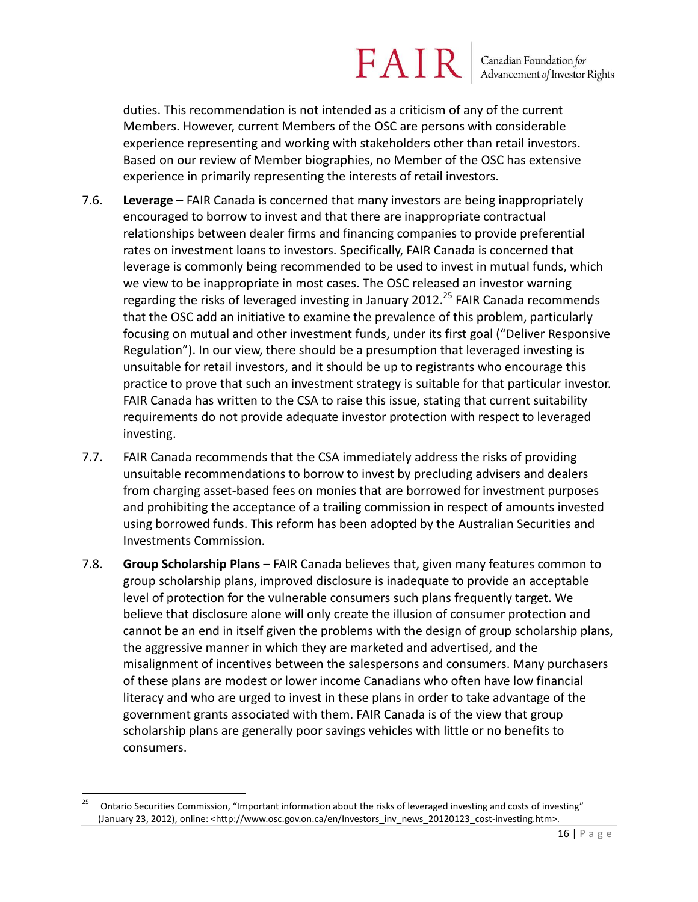duties. This recommendation is not intended as a criticism of any of the current Members. However, current Members of the OSC are persons with considerable experience representing and working with stakeholders other than retail investors. Based on our review of Member biographies, no Member of the OSC has extensive experience in primarily representing the interests of retail investors.

7.6. **Leverage** – FAIR Canada is concerned that many investors are being inappropriately encouraged to borrow to invest and that there are inappropriate contractual relationships between dealer firms and financing companies to provide preferential rates on investment loans to investors. Specifically, FAIR Canada is concerned that leverage is commonly being recommended to be used to invest in mutual funds, which we view to be inappropriate in most cases. The OSC released an investor warning regarding the risks of leveraged investing in January 2012.[25] FAIR Canada recommends that the OSC add an initiative to examine the prevalence of this problem, particularly focusing on mutual and other investment funds, under its first goal ("Deliver Responsive Regulation"). In our view, there should be a presumption that leveraged investing is unsuitable for retail investors, and it should be up to registrants who encourage this practice to prove that such an investment strategy is suitable for that particular investor. FAIR Canada has written to the CSA to raise this issue, stating that current suitability requirements do not provide adequate investor protection with respect to leveraged investing.

7.7. FAIR Canada recommends that the CSA immediately address the risks of providing unsuitable recommendations to borrow to invest by precluding advisers and dealers from charging asset-based fees on monies that are borrowed for investment purposes and prohibiting the acceptance of a trailing commission in respect of amounts invested using borrowed funds. This reform has been adopted by the Australian Securities and Investments Commission.

7.8. **Group Scholarship Plans** – FAIR Canada believes that, given many features common to group scholarship plans, improved disclosure is inadequate to provide an acceptable level of protection for the vulnerable consumers such plans frequently target. We believe that disclosure alone will only create the illusion of consumer protection and cannot be an end in itself given the problems with the design of group scholarship plans, the aggressive manner in which they are marketed and advertised, and the misalignment of incentives between the salespersons and consumers. Many purchasers of these plans are modest or lower income Canadians who often have low financial literacy and who are urged to invest in these plans in order to take advantage of the government grants associated with them. FAIR Canada is of the view that group scholarship plans are generally poor savings vehicles with little or no benefits to consumers.

---

[25] Ontario Securities Commission, "Important information about the risks of leveraged investing and costs of investing" (January 23, 2012), online: <http://www.osc.gov.on.ca/en/Investors_inv_news_20120123_cost-investing.htm>.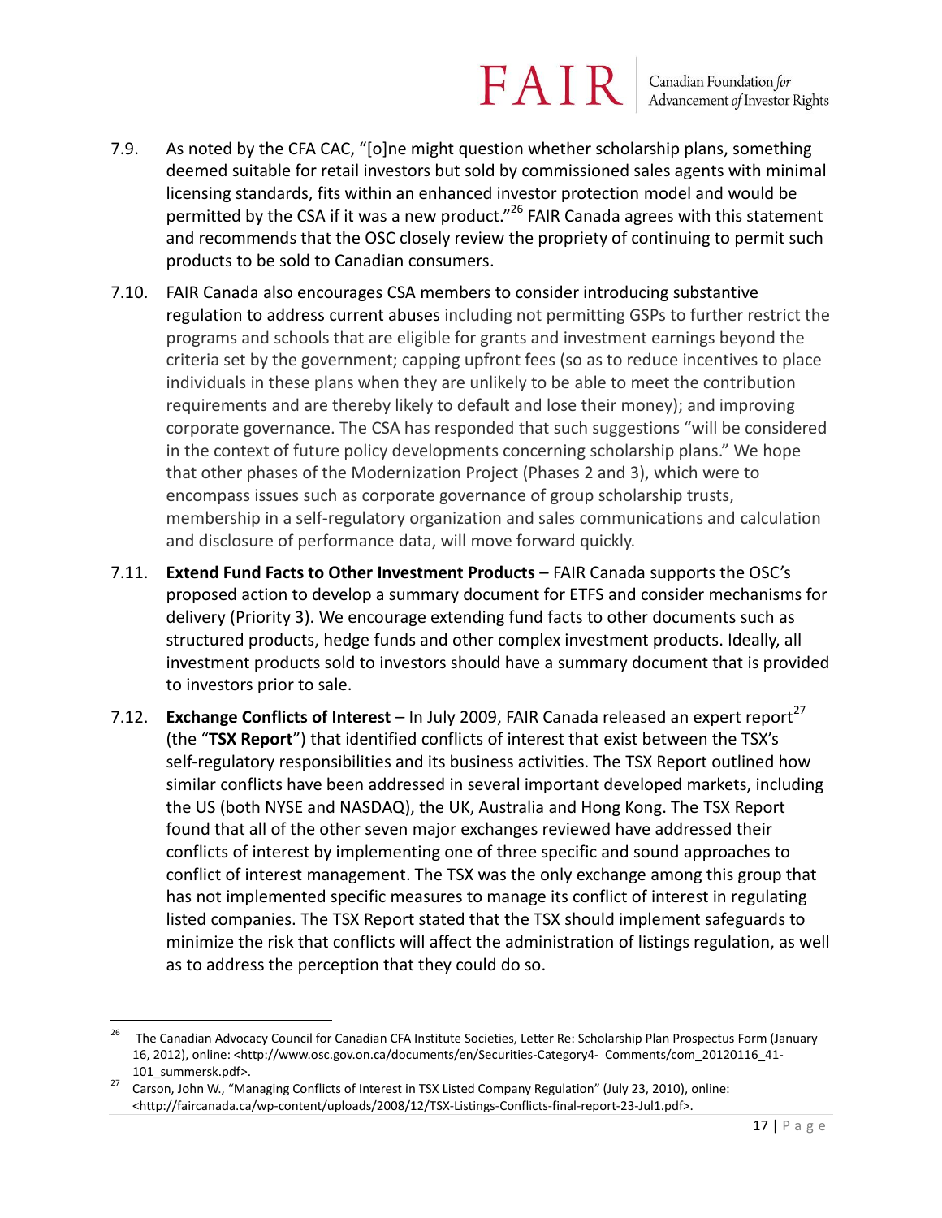7.9. As noted by the CFA CAC, "[o]ne might question whether scholarship plans, something deemed suitable for retail investors but sold by commissioned sales agents with minimal licensing standards, fits within an enhanced investor protection model and would be permitted by the CSA if it was a new product."[26] FAIR Canada agrees with this statement and recommends that the OSC closely review the propriety of continuing to permit such products to be sold to Canadian consumers.

7.10. FAIR Canada also encourages CSA members to consider introducing substantive regulation to address current abuses including not permitting GSPs to further restrict the programs and schools that are eligible for grants and investment earnings beyond the criteria set by the government; capping upfront fees (so as to reduce incentives to place individuals in these plans when they are unlikely to be able to meet the contribution requirements and are thereby likely to default and lose their money); and improving corporate governance. The CSA has responded that such suggestions "will be considered in the context of future policy developments concerning scholarship plans." We hope that other phases of the Modernization Project (Phases 2 and 3), which were to encompass issues such as corporate governance of group scholarship trusts, membership in a self-regulatory organization and sales communications and calculation and disclosure of performance data, will move forward quickly.

7.11. **Extend Fund Facts to Other Investment Products** – FAIR Canada supports the OSC's proposed action to develop a summary document for ETFS and consider mechanisms for delivery (Priority 3). We encourage extending fund facts to other documents such as structured products, hedge funds and other complex investment products. Ideally, all investment products sold to investors should have a summary document that is provided to investors prior to sale.

7.12. **Exchange Conflicts of Interest** – In July 2009, FAIR Canada released an expert report[27] (the "**TSX Report**") that identified conflicts of interest that exist between the TSX's self-regulatory responsibilities and its business activities. The TSX Report outlined how similar conflicts have been addressed in several important developed markets, including the US (both NYSE and NASDAQ), the UK, Australia and Hong Kong. The TSX Report found that all of the other seven major exchanges reviewed have addressed their conflicts of interest by implementing one of three specific and sound approaches to conflict of interest management. The TSX was the only exchange among this group that has not implemented specific measures to manage its conflict of interest in regulating listed companies. The TSX Report stated that the TSX should implement safeguards to minimize the risk that conflicts will affect the administration of listings regulation, as well as to address the perception that they could do so.

---

[26] The Canadian Advocacy Council for Canadian CFA Institute Societies, Letter Re: Scholarship Plan Prospectus Form (January 16, 2012), online: <http://www.osc.gov.on.ca/documents/en/Securities-Category4- Comments/com_20120116_41-101_summersk.pdf>.

[27] Carson, John W., "Managing Conflicts of Interest in TSX Listed Company Regulation" (July 23, 2010), online: <http://faircanada.ca/wp-content/uploads/2008/12/TSX-Listings-Conflicts-final-report-23-Jul1.pdf>.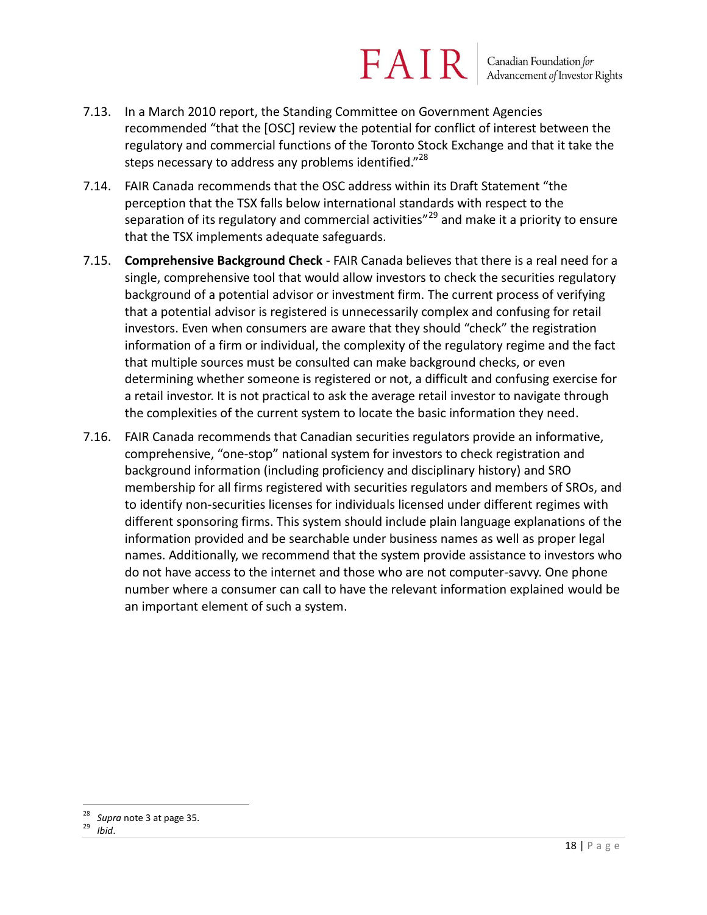7.13. In a March 2010 report, the Standing Committee on Government Agencies recommended "that the [OSC] review the potential for conflict of interest between the regulatory and commercial functions of the Toronto Stock Exchange and that it take the steps necessary to address any problems identified."[28]

7.14. FAIR Canada recommends that the OSC address within its Draft Statement "the perception that the TSX falls below international standards with respect to the separation of its regulatory and commercial activities"[29] and make it a priority to ensure that the TSX implements adequate safeguards.

7.15. **Comprehensive Background Check** - FAIR Canada believes that there is a real need for a single, comprehensive tool that would allow investors to check the securities regulatory background of a potential advisor or investment firm. The current process of verifying that a potential advisor is registered is unnecessarily complex and confusing for retail investors. Even when consumers are aware that they should "check" the registration information of a firm or individual, the complexity of the regulatory regime and the fact that multiple sources must be consulted can make background checks, or even determining whether someone is registered or not, a difficult and confusing exercise for a retail investor. It is not practical to ask the average retail investor to navigate through the complexities of the current system to locate the basic information they need.

7.16. FAIR Canada recommends that Canadian securities regulators provide an informative, comprehensive, "one-stop" national system for investors to check registration and background information (including proficiency and disciplinary history) and SRO membership for all firms registered with securities regulators and members of SROs, and to identify non-securities licenses for individuals licensed under different regimes with different sponsoring firms. This system should include plain language explanations of the information provided and be searchable under business names as well as proper legal names. Additionally, we recommend that the system provide assistance to investors who do not have access to the internet and those who are not computer-savvy. One phone number where a consumer can call to have the relevant information explained would be an important element of such a system.

---

[28] *Supra* note 3 at page 35.

[29] *Ibid*.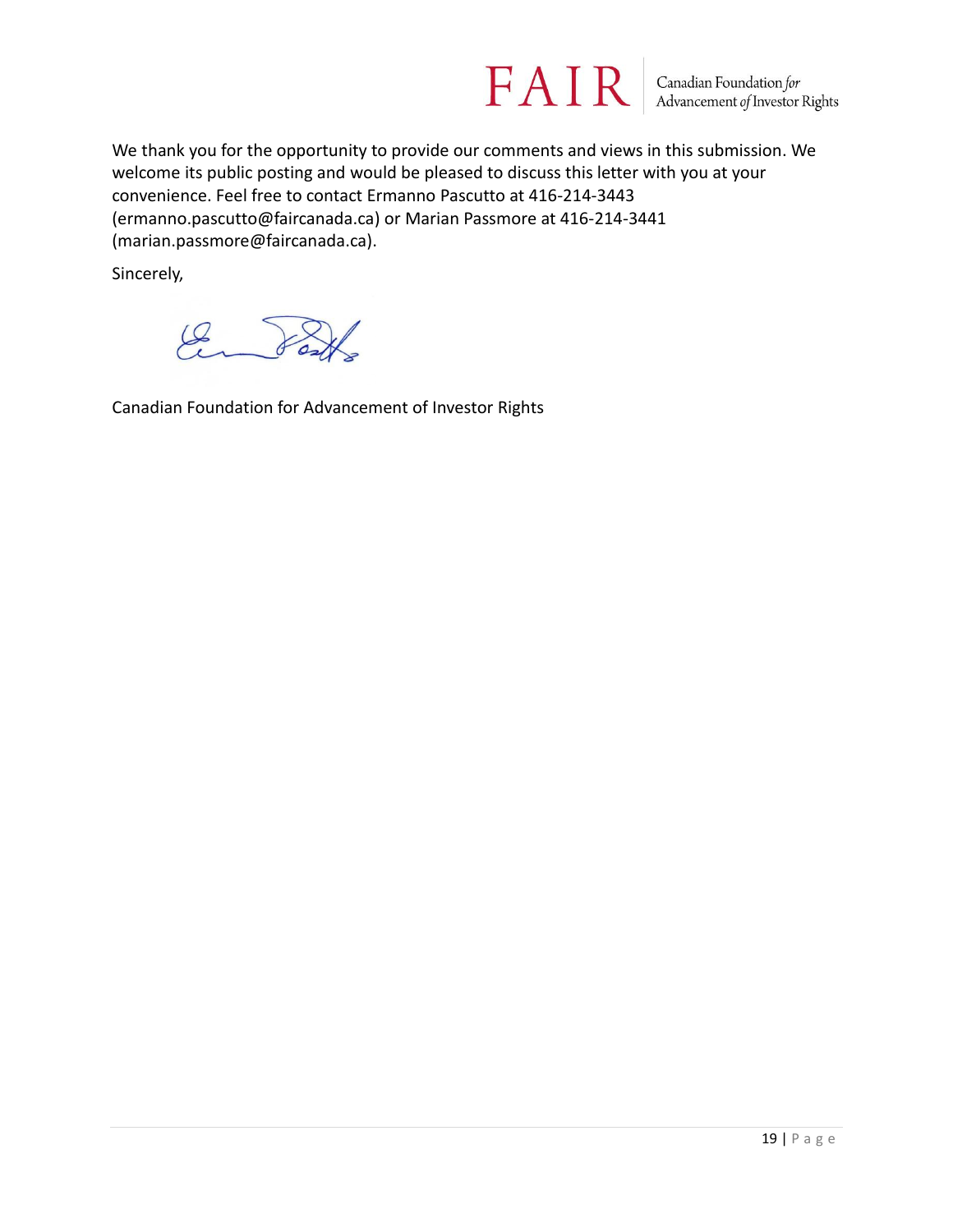We thank you for the opportunity to provide our comments and views in this submission. We welcome its public posting and would be pleased to discuss this letter with you at your convenience. Feel free to contact Ermanno Pascutto at 416-214-3443 (ermanno.pascutto@faircanada.ca) or Marian Passmore at 416-214-3441 (marian.passmore@faircanada.ca).

Sincerely,

Canadian Foundation for Advancement of Investor Rights